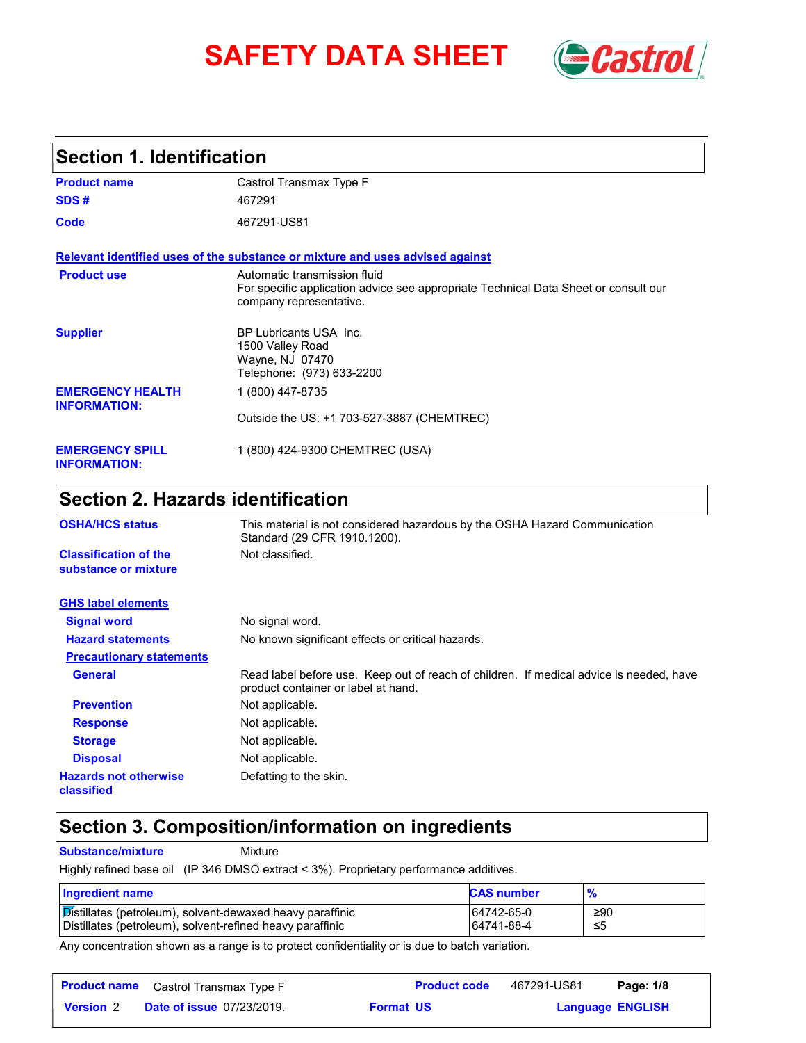# SAFETY DATA SHEET

Castrol

## Section 1. Identification

**Product name** Castrol Transmax Type F

**SDS #** 467291

**Code** 467291-US81

**Relevant identified uses of the substance or mixture and uses advised against**

**Product use** Automatic transmission fluid
For specific application advice see appropriate Technical Data Sheet or consult our company representative.

**Supplier** BP Lubricants USA Inc.
1500 Valley Road
Wayne, NJ 07470
Telephone: (973) 633-2200

**EMERGENCY HEALTH INFORMATION:** 1 (800) 447-8735

Outside the US: +1 703-527-3887 (CHEMTREC)

**EMERGENCY SPILL INFORMATION:** 1 (800) 424-9300 CHEMTREC (USA)

## Section 2. Hazards identification

**OSHA/HCS status** This material is not considered hazardous by the OSHA Hazard Communication Standard (29 CFR 1910.1200).

**Classification of the substance or mixture** Not classified.

**GHS label elements**

**Signal word** No signal word.

**Hazard statements** No known significant effects or critical hazards.

**Precautionary statements**

**General** Read label before use. Keep out of reach of children. If medical advice is needed, have product container or label at hand.

**Prevention** Not applicable.

**Response** Not applicable.

**Storage** Not applicable.

**Disposal** Not applicable.

**Hazards not otherwise classified** Defatting to the skin.

## Section 3. Composition/information on ingredients

**Substance/mixture** Mixture

Highly refined base oil (IP 346 DMSO extract < 3%). Proprietary performance additives.

| Ingredient name | CAS number | % |
|---|---|---|
| Distillates (petroleum), solvent-dewaxed heavy paraffinic | 64742-65-0 | ≥90 |
| Distillates (petroleum), solvent-refined heavy paraffinic | 64741-88-4 | ≤5 |

Any concentration shown as a range is to protect confidentiality or is due to batch variation.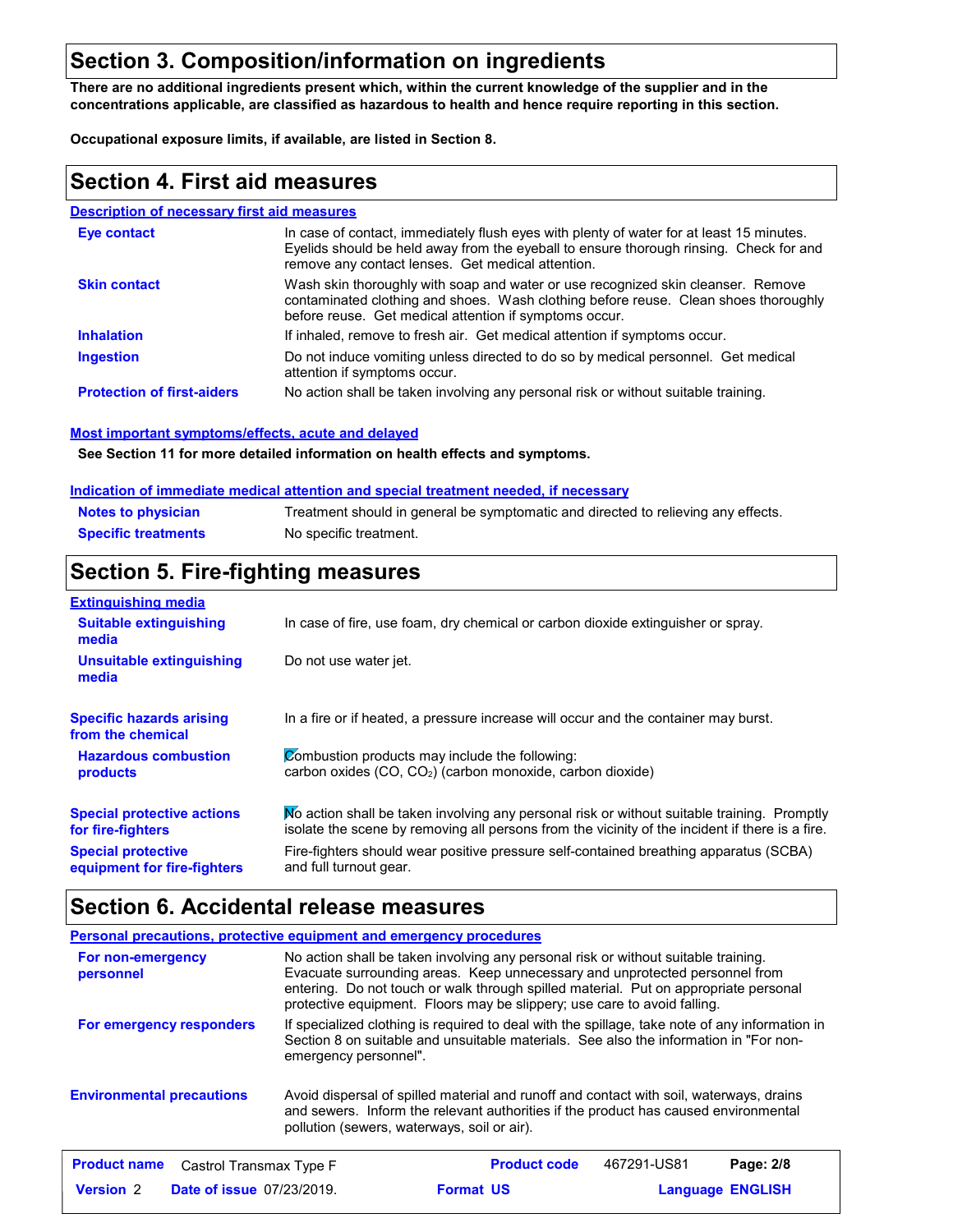## Section 3. Composition/information on ingredients

**There are no additional ingredients present which, within the current knowledge of the supplier and in the concentrations applicable, are classified as hazardous to health and hence require reporting in this section.**

**Occupational exposure limits, if available, are listed in Section 8.**

## Section 4. First aid measures

**Description of necessary first aid measures**

**Eye contact**: In case of contact, immediately flush eyes with plenty of water for at least 15 minutes. Eyelids should be held away from the eyeball to ensure thorough rinsing. Check for and remove any contact lenses. Get medical attention.

**Skin contact**: Wash skin thoroughly with soap and water or use recognized skin cleanser. Remove contaminated clothing and shoes. Wash clothing before reuse. Clean shoes thoroughly before reuse. Get medical attention if symptoms occur.

**Inhalation**: If inhaled, remove to fresh air. Get medical attention if symptoms occur.

**Ingestion**: Do not induce vomiting unless directed to do so by medical personnel. Get medical attention if symptoms occur.

**Protection of first-aiders**: No action shall be taken involving any personal risk or without suitable training.

**Most important symptoms/effects, acute and delayed**

**See Section 11 for more detailed information on health effects and symptoms.**

**Indication of immediate medical attention and special treatment needed, if necessary**

**Notes to physician**: Treatment should in general be symptomatic and directed to relieving any effects.

**Specific treatments**: No specific treatment.

## Section 5. Fire-fighting measures

**Extinguishing media**

**Suitable extinguishing media**: In case of fire, use foam, dry chemical or carbon dioxide extinguisher or spray.

**Unsuitable extinguishing media**: Do not use water jet.

**Specific hazards arising from the chemical**: In a fire or if heated, a pressure increase will occur and the container may burst.

**Hazardous combustion products**: Combustion products may include the following: carbon oxides (CO, $CO_2$) (carbon monoxide, carbon dioxide)

**Special protective actions for fire-fighters**: No action shall be taken involving any personal risk or without suitable training. Promptly isolate the scene by removing all persons from the vicinity of the incident if there is a fire.

**Special protective equipment for fire-fighters**: Fire-fighters should wear positive pressure self-contained breathing apparatus (SCBA) and full turnout gear.

## Section 6. Accidental release measures

**Personal precautions, protective equipment and emergency procedures**

**For non-emergency personnel**: No action shall be taken involving any personal risk or without suitable training. Evacuate surrounding areas. Keep unnecessary and unprotected personnel from entering. Do not touch or walk through spilled material. Put on appropriate personal protective equipment. Floors may be slippery; use care to avoid falling.

**For emergency responders**: If specialized clothing is required to deal with the spillage, take note of any information in Section 8 on suitable and unsuitable materials. See also the information in "For non-emergency personnel".

**Environmental precautions**: Avoid dispersal of spilled material and runoff and contact with soil, waterways, drains and sewers. Inform the relevant authorities if the product has caused environmental pollution (sewers, waterways, soil or air).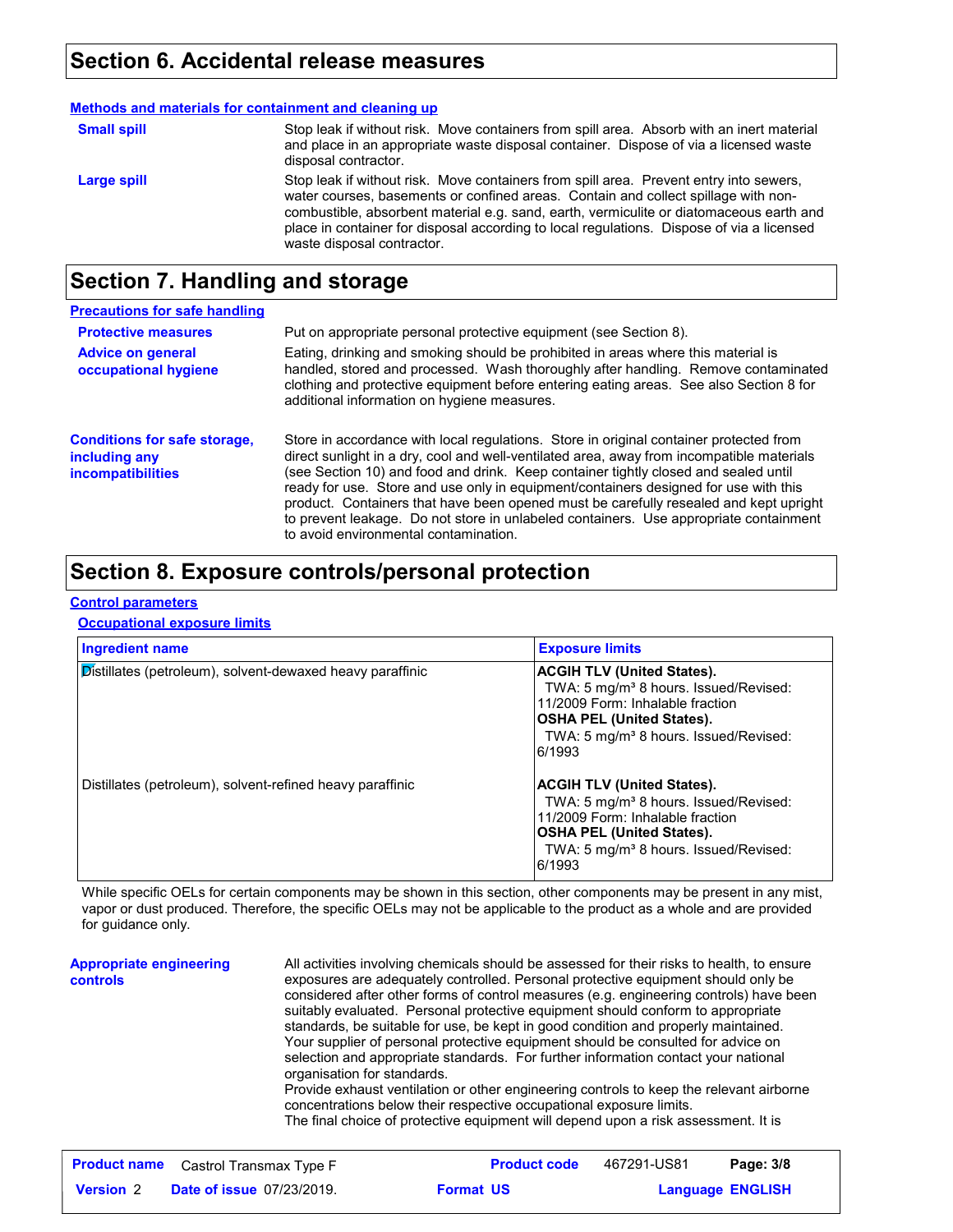## Section 6. Accidental release measures

**Methods and materials for containment and cleaning up**

**Small spill** — Stop leak if without risk. Move containers from spill area. Absorb with an inert material and place in an appropriate waste disposal container. Dispose of via a licensed waste disposal contractor.

**Large spill** — Stop leak if without risk. Move containers from spill area. Prevent entry into sewers, water courses, basements or confined areas. Contain and collect spillage with non-combustible, absorbent material e.g. sand, earth, vermiculite or diatomaceous earth and place in container for disposal according to local regulations. Dispose of via a licensed waste disposal contractor.

## Section 7. Handling and storage

**Precautions for safe handling**

**Protective measures** — Put on appropriate personal protective equipment (see Section 8).

**Advice on general occupational hygiene** — Eating, drinking and smoking should be prohibited in areas where this material is handled, stored and processed. Wash thoroughly after handling. Remove contaminated clothing and protective equipment before entering eating areas. See also Section 8 for additional information on hygiene measures.

**Conditions for safe storage, including any incompatibilities** — Store in accordance with local regulations. Store in original container protected from direct sunlight in a dry, cool and well-ventilated area, away from incompatible materials (see Section 10) and food and drink. Keep container tightly closed and sealed until ready for use. Store and use only in equipment/containers designed for use with this product. Containers that have been opened must be carefully resealed and kept upright to prevent leakage. Do not store in unlabeled containers. Use appropriate containment to avoid environmental contamination.

## Section 8. Exposure controls/personal protection

**Control parameters**

**Occupational exposure limits**

| Ingredient name | Exposure limits |
|---|---|
| Distillates (petroleum), solvent-dewaxed heavy paraffinic | **ACGIH TLV (United States).** TWA: 5 mg/m³ 8 hours. Issued/Revised: 11/2009 Form: Inhalable fraction **OSHA PEL (United States).** TWA: 5 mg/m³ 8 hours. Issued/Revised: 6/1993 |
| Distillates (petroleum), solvent-refined heavy paraffinic | **ACGIH TLV (United States).** TWA: 5 mg/m³ 8 hours. Issued/Revised: 11/2009 Form: Inhalable fraction **OSHA PEL (United States).** TWA: 5 mg/m³ 8 hours. Issued/Revised: 6/1993 |

While specific OELs for certain components may be shown in this section, other components may be present in any mist, vapor or dust produced. Therefore, the specific OELs may not be applicable to the product as a whole and are provided for guidance only.

**Appropriate engineering controls** — All activities involving chemicals should be assessed for their risks to health, to ensure exposures are adequately controlled. Personal protective equipment should only be considered after other forms of control measures (e.g. engineering controls) have been suitably evaluated. Personal protective equipment should conform to appropriate standards, be suitable for use, be kept in good condition and properly maintained. Your supplier of personal protective equipment should be consulted for advice on selection and appropriate standards. For further information contact your national organisation for standards.
Provide exhaust ventilation or other engineering controls to keep the relevant airborne concentrations below their respective occupational exposure limits.
The final choice of protective equipment will depend upon a risk assessment. It is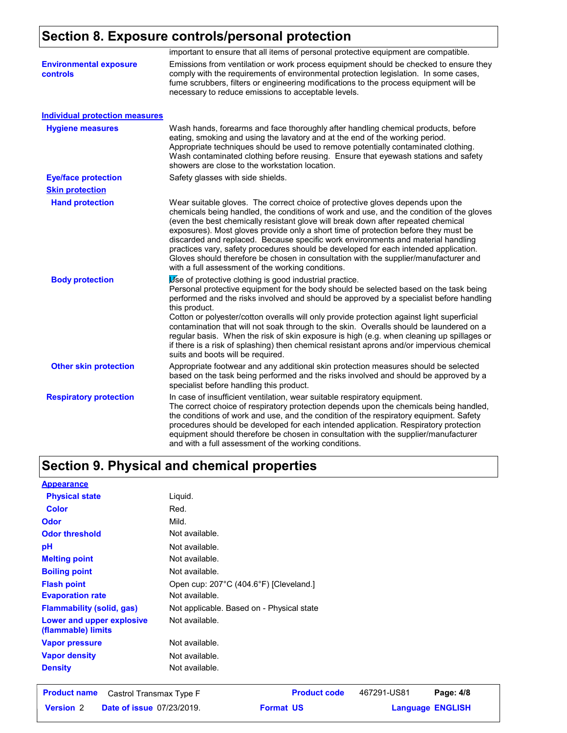## Section 8. Exposure controls/personal protection

important to ensure that all items of personal protective equipment are compatible.

**Environmental exposure controls**

Emissions from ventilation or work process equipment should be checked to ensure they comply with the requirements of environmental protection legislation. In some cases, fume scrubbers, filters or engineering modifications to the process equipment will be necessary to reduce emissions to acceptable levels.

### Individual protection measures

**Hygiene measures**

Wash hands, forearms and face thoroughly after handling chemical products, before eating, smoking and using the lavatory and at the end of the working period. Appropriate techniques should be used to remove potentially contaminated clothing. Wash contaminated clothing before reusing. Ensure that eyewash stations and safety showers are close to the workstation location.

**Eye/face protection**

Safety glasses with side shields.

**Skin protection**

**Hand protection**

Wear suitable gloves. The correct choice of protective gloves depends upon the chemicals being handled, the conditions of work and use, and the condition of the gloves (even the best chemically resistant glove will break down after repeated chemical exposures). Most gloves provide only a short time of protection before they must be discarded and replaced. Because specific work environments and material handling practices vary, safety procedures should be developed for each intended application. Gloves should therefore be chosen in consultation with the supplier/manufacturer and with a full assessment of the working conditions.

**Body protection**

Use of protective clothing is good industrial practice.
Personal protective equipment for the body should be selected based on the task being performed and the risks involved and should be approved by a specialist before handling this product.
Cotton or polyester/cotton overalls will only provide protection against light superficial contamination that will not soak through to the skin. Overalls should be laundered on a regular basis. When the risk of skin exposure is high (e.g. when cleaning up spillages or if there is a risk of splashing) then chemical resistant aprons and/or impervious chemical suits and boots will be required.

**Other skin protection**

Appropriate footwear and any additional skin protection measures should be selected based on the task being performed and the risks involved and should be approved by a specialist before handling this product.

**Respiratory protection**

In case of insufficient ventilation, wear suitable respiratory equipment.
The correct choice of respiratory protection depends upon the chemicals being handled, the conditions of work and use, and the condition of the respiratory equipment. Safety procedures should be developed for each intended application. Respiratory protection equipment should therefore be chosen in consultation with the supplier/manufacturer and with a full assessment of the working conditions.

## Section 9. Physical and chemical properties

### Appearance

| Property | Value |
|---|---|
| Physical state | Liquid. |
| Color | Red. |
| Odor | Mild. |
| Odor threshold | Not available. |
| pH | Not available. |
| Melting point | Not available. |
| Boiling point | Not available. |
| Flash point | Open cup: 207°C (404.6°F) [Cleveland.] |
| Evaporation rate | Not available. |
| Flammability (solid, gas) | Not applicable. Based on - Physical state |
| Lower and upper explosive (flammable) limits | Not available. |
| Vapor pressure | Not available. |
| Vapor density | Not available. |
| Density | Not available. |

| Product name | Castrol Transmax Type F | Product code | 467291-US81 |
|---|---|---|---|
| Version 2 | Date of issue 07/23/2019. | Format US | Language ENGLISH |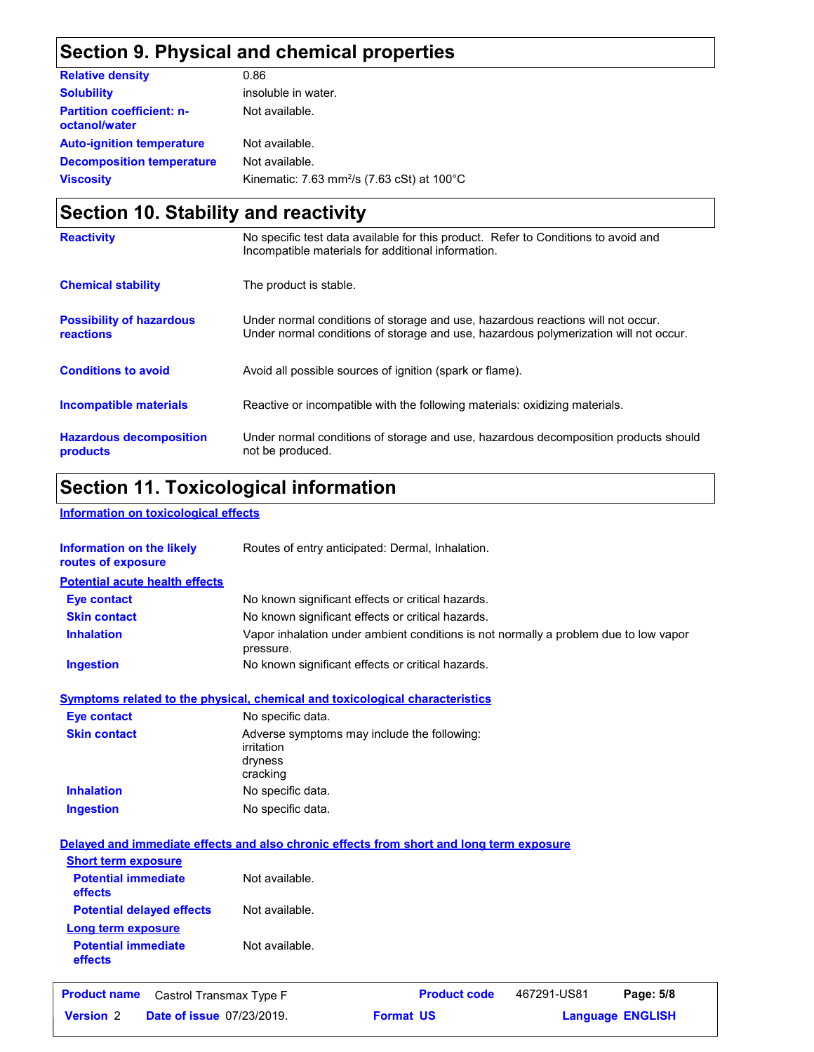## Section 9. Physical and chemical properties

| | |
|---|---|
| **Relative density** | 0.86 |
| **Solubility** | insoluble in water. |
| **Partition coefficient: n-octanol/water** | Not available. |
| **Auto-ignition temperature** | Not available. |
| **Decomposition temperature** | Not available. |
| **Viscosity** | Kinematic: 7.63 $mm^2/s$ (7.63 cSt) at 100°C |

## Section 10. Stability and reactivity

| | |
|---|---|
| **Reactivity** | No specific test data available for this product. Refer to Conditions to avoid and Incompatible materials for additional information. |
| **Chemical stability** | The product is stable. |
| **Possibility of hazardous reactions** | Under normal conditions of storage and use, hazardous reactions will not occur. Under normal conditions of storage and use, hazardous polymerization will not occur. |
| **Conditions to avoid** | Avoid all possible sources of ignition (spark or flame). |
| **Incompatible materials** | Reactive or incompatible with the following materials: oxidizing materials. |
| **Hazardous decomposition products** | Under normal conditions of storage and use, hazardous decomposition products should not be produced. |

## Section 11. Toxicological information

### Information on toxicological effects

**Information on the likely routes of exposure**: Routes of entry anticipated: Dermal, Inhalation.

**Potential acute health effects**

| | |
|---|---|
| **Eye contact** | No known significant effects or critical hazards. |
| **Skin contact** | No known significant effects or critical hazards. |
| **Inhalation** | Vapor inhalation under ambient conditions is not normally a problem due to low vapor pressure. |
| **Ingestion** | No known significant effects or critical hazards. |

**Symptoms related to the physical, chemical and toxicological characteristics**

| | |
|---|---|
| **Eye contact** | No specific data. |
| **Skin contact** | Adverse symptoms may include the following:<br>irritation<br>dryness<br>cracking |
| **Inhalation** | No specific data. |
| **Ingestion** | No specific data. |

**Delayed and immediate effects and also chronic effects from short and long term exposure**

**Short term exposure**

| | |
|---|---|
| **Potential immediate effects** | Not available. |
| **Potential delayed effects** | Not available. |

**Long term exposure**

| | |
|---|---|
| **Potential immediate effects** | Not available. |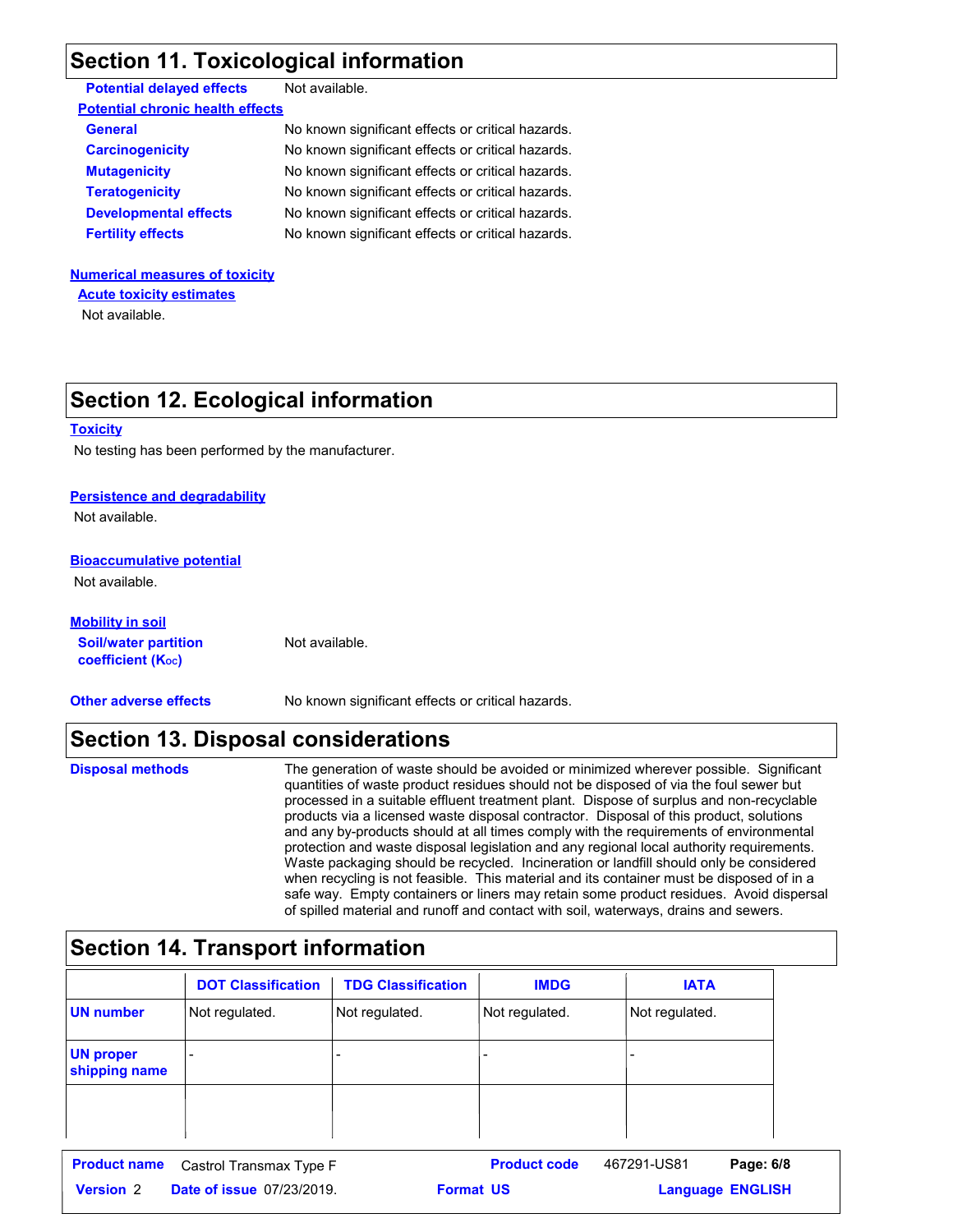## Section 11. Toxicological information

**Potential delayed effects** Not available.

**Potential chronic health effects**

| | |
|---|---|
| **General** | No known significant effects or critical hazards. |
| **Carcinogenicity** | No known significant effects or critical hazards. |
| **Mutagenicity** | No known significant effects or critical hazards. |
| **Teratogenicity** | No known significant effects or critical hazards. |
| **Developmental effects** | No known significant effects or critical hazards. |
| **Fertility effects** | No known significant effects or critical hazards. |

**Numerical measures of toxicity**

**Acute toxicity estimates**

Not available.

## Section 12. Ecological information

**Toxicity**

No testing has been performed by the manufacturer.

**Persistence and degradability**

Not available.

**Bioaccumulative potential**

Not available.

**Mobility in soil**

**Soil/water partition coefficient ($K_{OC}$)** Not available.

**Other adverse effects** No known significant effects or critical hazards.

## Section 13. Disposal considerations

**Disposal methods** The generation of waste should be avoided or minimized wherever possible. Significant quantities of waste product residues should not be disposed of via the foul sewer but processed in a suitable effluent treatment plant. Dispose of surplus and non-recyclable products via a licensed waste disposal contractor. Disposal of this product, solutions and any by-products should at all times comply with the requirements of environmental protection and waste disposal legislation and any regional local authority requirements. Waste packaging should be recycled. Incineration or landfill should only be considered when recycling is not feasible. This material and its container must be disposed of in a safe way. Empty containers or liners may retain some product residues. Avoid dispersal of spilled material and runoff and contact with soil, waterways, drains and sewers.

## Section 14. Transport information

| | DOT Classification | TDG Classification | IMDG | IATA |
|---|---|---|---|---|
| **UN number** | Not regulated. | Not regulated. | Not regulated. | Not regulated. |
| **UN proper shipping name** | - | - | - | - |
| | | | | |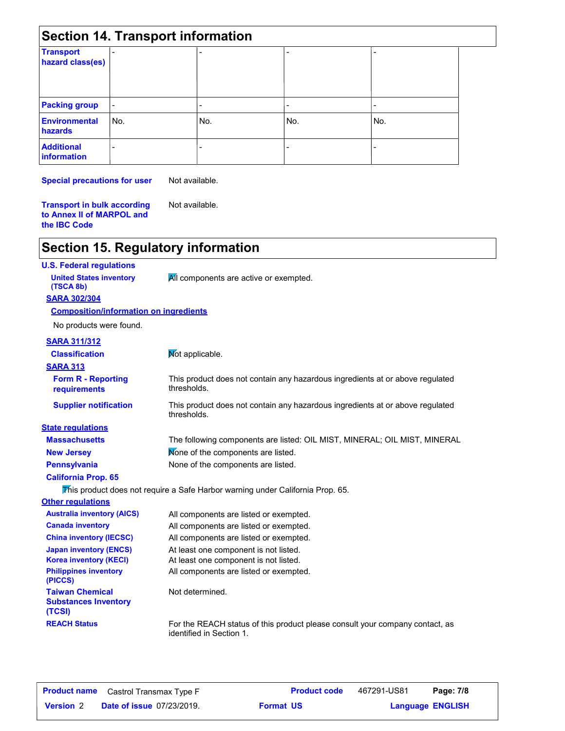## Section 14. Transport information

| | | | | |
|---|---|---|---|---|
| **Transport hazard class(es)** | - | - | - | - |
| **Packing group** | - | - | - | - |
| **Environmental hazards** | No. | No. | No. | No. |
| **Additional information** | - | - | - | - |

**Special precautions for user** Not available.

**Transport in bulk according to Annex II of MARPOL and the IBC Code** Not available.

## Section 15. Regulatory information

**U.S. Federal regulations**

**United States inventory (TSCA 8b)** All components are active or exempted.

**SARA 302/304**

**Composition/information on ingredients**

No products were found.

**SARA 311/312**

**Classification** Not applicable.

**SARA 313**

**Form R - Reporting requirements** This product does not contain any hazardous ingredients at or above regulated thresholds.

**Supplier notification** This product does not contain any hazardous ingredients at or above regulated thresholds.

**State regulations**

**Massachusetts** The following components are listed: OIL MIST, MINERAL; OIL MIST, MINERAL

**New Jersey** None of the components are listed.

**Pennsylvania** None of the components are listed.

**California Prop. 65**

This product does not require a Safe Harbor warning under California Prop. 65.

**Other regulations**

**Australia inventory (AICS)** All components are listed or exempted.

**Canada inventory** All components are listed or exempted.

**China inventory (IECSC)** All components are listed or exempted.

**Japan inventory (ENCS)** At least one component is not listed.

**Korea inventory (KECI)** At least one component is not listed.

**Philippines inventory (PICCS)** All components are listed or exempted.

**Taiwan Chemical Substances Inventory (TCSI)** Not determined.

**REACH Status** For the REACH status of this product please consult your company contact, as identified in Section 1.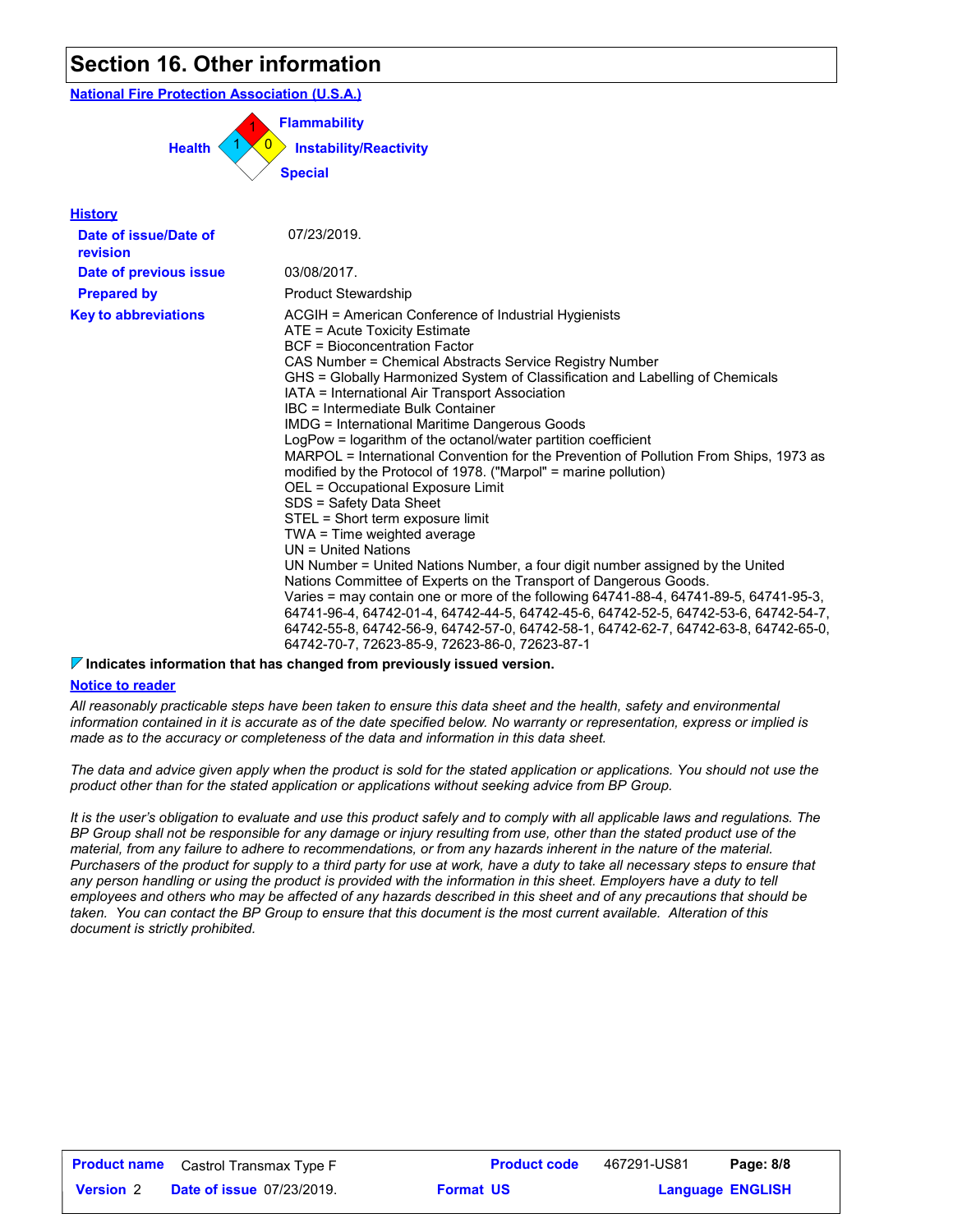# Section 16. Other information

**National Fire Protection Association (U.S.A.)**

Flammability: 1
Health: 1
Instability/Reactivity: 0
Special

**History**

| | |
|---|---|
| **Date of issue/Date of revision** | 07/23/2019. |
| **Date of previous issue** | 03/08/2017. |
| **Prepared by** | Product Stewardship |

**Key to abbreviations**

ACGIH = American Conference of Industrial Hygienists
ATE = Acute Toxicity Estimate
BCF = Bioconcentration Factor
CAS Number = Chemical Abstracts Service Registry Number
GHS = Globally Harmonized System of Classification and Labelling of Chemicals
IATA = International Air Transport Association
IBC = Intermediate Bulk Container
IMDG = International Maritime Dangerous Goods
LogPow = logarithm of the octanol/water partition coefficient
MARPOL = International Convention for the Prevention of Pollution From Ships, 1973 as modified by the Protocol of 1978. ("Marpol" = marine pollution)
OEL = Occupational Exposure Limit
SDS = Safety Data Sheet
STEL = Short term exposure limit
TWA = Time weighted average
UN = United Nations
UN Number = United Nations Number, a four digit number assigned by the United Nations Committee of Experts on the Transport of Dangerous Goods.
Varies = may contain one or more of the following 64741-88-4, 64741-89-5, 64741-95-3, 64741-96-4, 64742-01-4, 64742-44-5, 64742-45-6, 64742-52-5, 64742-53-6, 64742-54-7, 64742-55-8, 64742-56-9, 64742-57-0, 64742-58-1, 64742-62-7, 64742-63-8, 64742-65-0, 64742-70-7, 72623-85-9, 72623-86-0, 72623-87-1

**Indicates information that has changed from previously issued version.**

**Notice to reader**

*All reasonably practicable steps have been taken to ensure this data sheet and the health, safety and environmental information contained in it is accurate as of the date specified below. No warranty or representation, express or implied is made as to the accuracy or completeness of the data and information in this data sheet.*

*The data and advice given apply when the product is sold for the stated application or applications. You should not use the product other than for the stated application or applications without seeking advice from BP Group.*

*It is the user's obligation to evaluate and use this product safely and to comply with all applicable laws and regulations. The BP Group shall not be responsible for any damage or injury resulting from use, other than the stated product use of the material, from any failure to adhere to recommendations, or from any hazards inherent in the nature of the material. Purchasers of the product for supply to a third party for use at work, have a duty to take all necessary steps to ensure that any person handling or using the product is provided with the information in this sheet. Employers have a duty to tell employees and others who may be affected of any hazards described in this sheet and of any precautions that should be taken. You can contact the BP Group to ensure that this document is the most current available. Alteration of this document is strictly prohibited.*